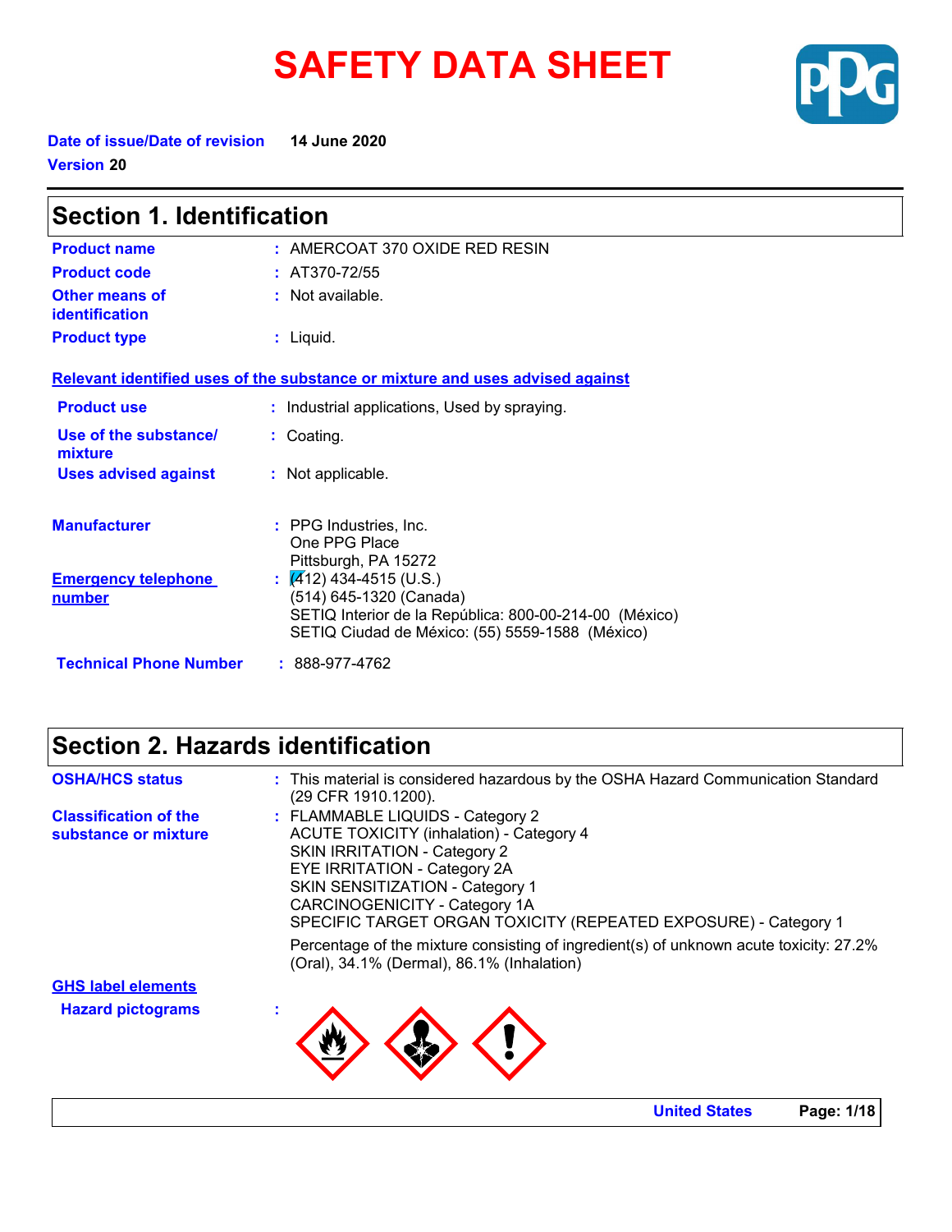# SAFETY DATA SHEET

**Date of issue/Date of revision** 14 June 2020

**Version** 20

## Section 1. Identification

**Product name** : AMERCOAT 370 OXIDE RED RESIN

**Product code** : AT370-72/55

**Other means of identification** : Not available.

**Product type** : Liquid.

**Relevant identified uses of the substance or mixture and uses advised against**

**Product use** : Industrial applications, Used by spraying.

**Use of the substance/ mixture** : Coating.

**Uses advised against** : Not applicable.

**Manufacturer** : PPG Industries, Inc.
One PPG Place
Pittsburgh, PA 15272

**Emergency telephone number** : (412) 434-4515 (U.S.)
(514) 645-1320 (Canada)
SETIQ Interior de la República: 800-00-214-00 (México)
SETIQ Ciudad de México: (55) 5559-1588 (México)

**Technical Phone Number** : 888-977-4762

## Section 2. Hazards identification

**OSHA/HCS status** : This material is considered hazardous by the OSHA Hazard Communication Standard (29 CFR 1910.1200).

**Classification of the substance or mixture** : FLAMMABLE LIQUIDS - Category 2
ACUTE TOXICITY (inhalation) - Category 4
SKIN IRRITATION - Category 2
EYE IRRITATION - Category 2A
SKIN SENSITIZATION - Category 1
CARCINOGENICITY - Category 1A
SPECIFIC TARGET ORGAN TOXICITY (REPEATED EXPOSURE) - Category 1

Percentage of the mixture consisting of ingredient(s) of unknown acute toxicity: 27.2% (Oral), 34.1% (Dermal), 86.1% (Inhalation)

**GHS label elements**

**Hazard pictograms** :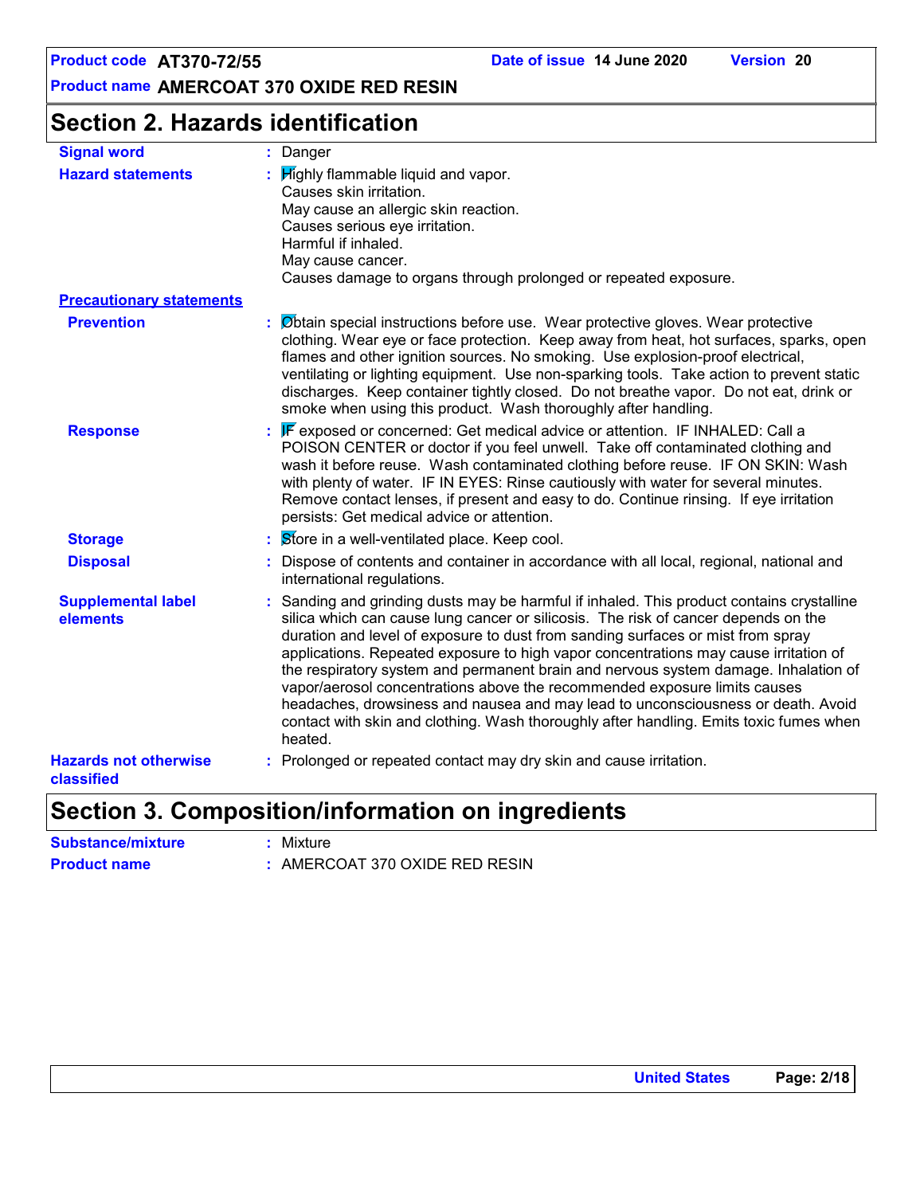## Section 2. Hazards identification

**Signal word** : Danger

**Hazard statements** : Highly flammable liquid and vapor.
Causes skin irritation.
May cause an allergic skin reaction.
Causes serious eye irritation.
Harmful if inhaled.
May cause cancer.
Causes damage to organs through prolonged or repeated exposure.

**Precautionary statements**

**Prevention** : Obtain special instructions before use. Wear protective gloves. Wear protective clothing. Wear eye or face protection. Keep away from heat, hot surfaces, sparks, open flames and other ignition sources. No smoking. Use explosion-proof electrical, ventilating or lighting equipment. Use non-sparking tools. Take action to prevent static discharges. Keep container tightly closed. Do not breathe vapor. Do not eat, drink or smoke when using this product. Wash thoroughly after handling.

**Response** : IF exposed or concerned: Get medical advice or attention. IF INHALED: Call a POISON CENTER or doctor if you feel unwell. Take off contaminated clothing and wash it before reuse. Wash contaminated clothing before reuse. IF ON SKIN: Wash with plenty of water. IF IN EYES: Rinse cautiously with water for several minutes. Remove contact lenses, if present and easy to do. Continue rinsing. If eye irritation persists: Get medical advice or attention.

**Storage** : Store in a well-ventilated place. Keep cool.

**Disposal** : Dispose of contents and container in accordance with all local, regional, national and international regulations.

**Supplemental label elements** : Sanding and grinding dusts may be harmful if inhaled. This product contains crystalline silica which can cause lung cancer or silicosis. The risk of cancer depends on the duration and level of exposure to dust from sanding surfaces or mist from spray applications. Repeated exposure to high vapor concentrations may cause irritation of the respiratory system and permanent brain and nervous system damage. Inhalation of vapor/aerosol concentrations above the recommended exposure limits causes headaches, drowsiness and nausea and may lead to unconsciousness or death. Avoid contact with skin and clothing. Wash thoroughly after handling. Emits toxic fumes when heated.

**Hazards not otherwise classified** : Prolonged or repeated contact may dry skin and cause irritation.

## Section 3. Composition/information on ingredients

**Substance/mixture** : Mixture

**Product name** : AMERCOAT 370 OXIDE RED RESIN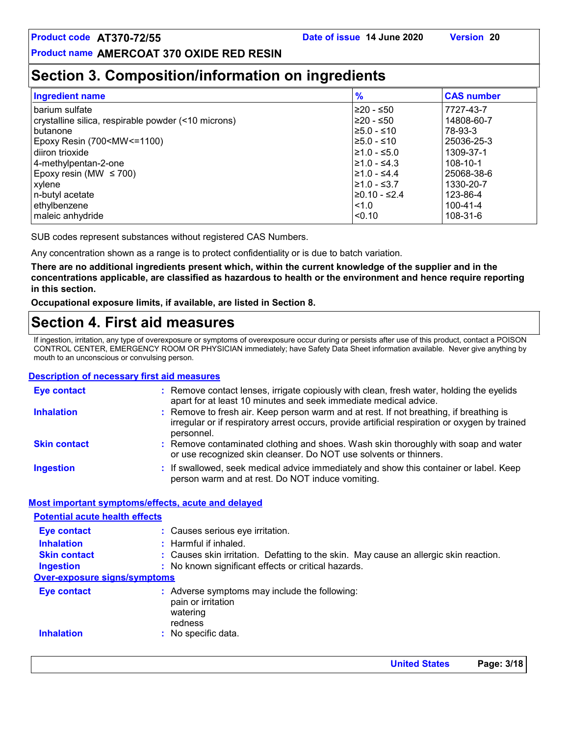# Section 3. Composition/information on ingredients

| Ingredient name | % | CAS number |
|---|---|---|
| barium sulfate | ≥20 - ≤50 | 7727-43-7 |
| crystalline silica, respirable powder (<10 microns) | ≥20 - ≤50 | 14808-60-7 |
| butanone | ≥5.0 - ≤10 | 78-93-3 |
| Epoxy Resin (700<MW<=1100) | ≥5.0 - ≤10 | 25036-25-3 |
| diiron trioxide | ≥1.0 - ≤5.0 | 1309-37-1 |
| 4-methylpentan-2-one | ≥1.0 - ≤4.3 | 108-10-1 |
| Epoxy resin (MW ≤ 700) | ≥1.0 - ≤4.4 | 25068-38-6 |
| xylene | ≥1.0 - ≤3.7 | 1330-20-7 |
| n-butyl acetate | ≥0.10 - ≤2.4 | 123-86-4 |
| ethylbenzene | <1.0 | 100-41-4 |
| maleic anhydride | <0.10 | 108-31-6 |

SUB codes represent substances without registered CAS Numbers.

Any concentration shown as a range is to protect confidentiality or is due to batch variation.

**There are no additional ingredients present which, within the current knowledge of the supplier and in the concentrations applicable, are classified as hazardous to health or the environment and hence require reporting in this section.**

**Occupational exposure limits, if available, are listed in Section 8.**

# Section 4. First aid measures

If ingestion, irritation, any type of overexposure or symptoms of overexposure occur during or persists after use of this product, contact a POISON CONTROL CENTER, EMERGENCY ROOM OR PHYSICIAN immediately; have Safety Data Sheet information available. Never give anything by mouth to an unconscious or convulsing person.

## Description of necessary first aid measures

**Eye contact** : Remove contact lenses, irrigate copiously with clean, fresh water, holding the eyelids apart for at least 10 minutes and seek immediate medical advice.

**Inhalation** : Remove to fresh air. Keep person warm and at rest. If not breathing, if breathing is irregular or if respiratory arrest occurs, provide artificial respiration or oxygen by trained personnel.

**Skin contact** : Remove contaminated clothing and shoes. Wash skin thoroughly with soap and water or use recognized skin cleanser. Do NOT use solvents or thinners.

**Ingestion** : If swallowed, seek medical advice immediately and show this container or label. Keep person warm and at rest. Do NOT induce vomiting.

## Most important symptoms/effects, acute and delayed

### Potential acute health effects

**Eye contact** : Causes serious eye irritation.

**Inhalation** : Harmful if inhaled.

**Skin contact** : Causes skin irritation. Defatting to the skin. May cause an allergic skin reaction.

**Ingestion** : No known significant effects or critical hazards.

### Over-exposure signs/symptoms

**Eye contact** : Adverse symptoms may include the following:
pain or irritation
watering
redness

**Inhalation** : No specific data.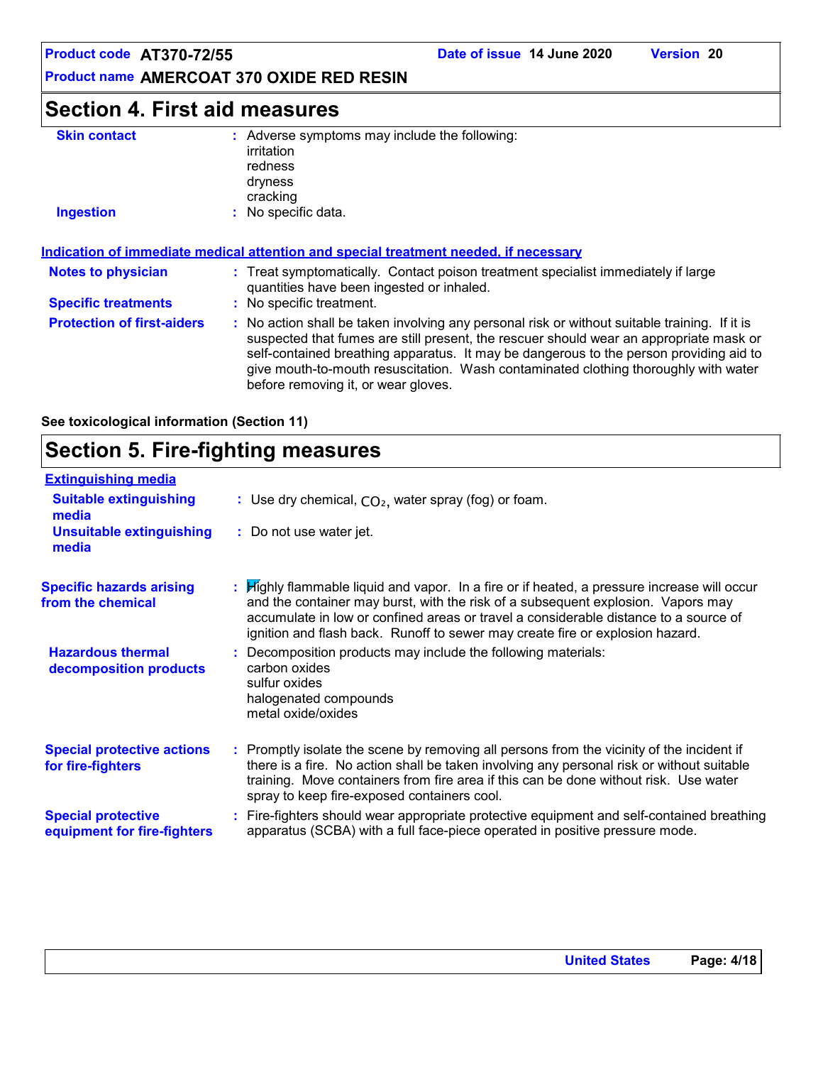## Section 4. First aid measures

**Skin contact** : Adverse symptoms may include the following:
irritation
redness
dryness
cracking

**Ingestion** : No specific data.

**Indication of immediate medical attention and special treatment needed, if necessary**

**Notes to physician** : Treat symptomatically. Contact poison treatment specialist immediately if large quantities have been ingested or inhaled.

**Specific treatments** : No specific treatment.

**Protection of first-aiders** : No action shall be taken involving any personal risk or without suitable training. If it is suspected that fumes are still present, the rescuer should wear an appropriate mask or self-contained breathing apparatus. It may be dangerous to the person providing aid to give mouth-to-mouth resuscitation. Wash contaminated clothing thoroughly with water before removing it, or wear gloves.

**See toxicological information (Section 11)**

## Section 5. Fire-fighting measures

**Extinguishing media**

**Suitable extinguishing media** : Use dry chemical, $CO_2$, water spray (fog) or foam.

**Unsuitable extinguishing media** : Do not use water jet.

**Specific hazards arising from the chemical** : Highly flammable liquid and vapor. In a fire or if heated, a pressure increase will occur and the container may burst, with the risk of a subsequent explosion. Vapors may accumulate in low or confined areas or travel a considerable distance to a source of ignition and flash back. Runoff to sewer may create fire or explosion hazard.

**Hazardous thermal decomposition products** : Decomposition products may include the following materials:
carbon oxides
sulfur oxides
halogenated compounds
metal oxide/oxides

**Special protective actions for fire-fighters** : Promptly isolate the scene by removing all persons from the vicinity of the incident if there is a fire. No action shall be taken involving any personal risk or without suitable training. Move containers from fire area if this can be done without risk. Use water spray to keep fire-exposed containers cool.

**Special protective equipment for fire-fighters** : Fire-fighters should wear appropriate protective equipment and self-contained breathing apparatus (SCBA) with a full face-piece operated in positive pressure mode.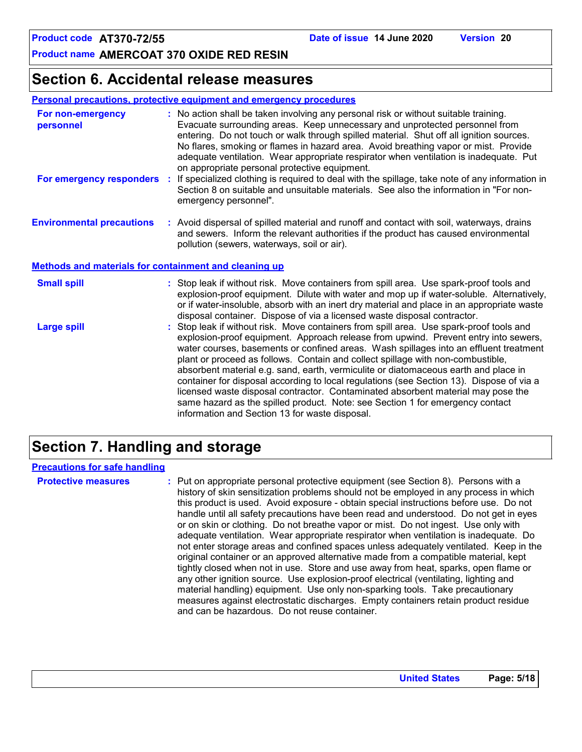## Section 6. Accidental release measures

### Personal precautions, protective equipment and emergency procedures

**For non-emergency personnel** : No action shall be taken involving any personal risk or without suitable training. Evacuate surrounding areas. Keep unnecessary and unprotected personnel from entering. Do not touch or walk through spilled material. Shut off all ignition sources. No flares, smoking or flames in hazard area. Avoid breathing vapor or mist. Provide adequate ventilation. Wear appropriate respirator when ventilation is inadequate. Put on appropriate personal protective equipment.

**For emergency responders** : If specialized clothing is required to deal with the spillage, take note of any information in Section 8 on suitable and unsuitable materials. See also the information in "For non-emergency personnel".

**Environmental precautions** : Avoid dispersal of spilled material and runoff and contact with soil, waterways, drains and sewers. Inform the relevant authorities if the product has caused environmental pollution (sewers, waterways, soil or air).

### Methods and materials for containment and cleaning up

**Small spill** : Stop leak if without risk. Move containers from spill area. Use spark-proof tools and explosion-proof equipment. Dilute with water and mop up if water-soluble. Alternatively, or if water-insoluble, absorb with an inert dry material and place in an appropriate waste disposal container. Dispose of via a licensed waste disposal contractor.

**Large spill** : Stop leak if without risk. Move containers from spill area. Use spark-proof tools and explosion-proof equipment. Approach release from upwind. Prevent entry into sewers, water courses, basements or confined areas. Wash spillages into an effluent treatment plant or proceed as follows. Contain and collect spillage with non-combustible, absorbent material e.g. sand, earth, vermiculite or diatomaceous earth and place in container for disposal according to local regulations (see Section 13). Dispose of via a licensed waste disposal contractor. Contaminated absorbent material may pose the same hazard as the spilled product. Note: see Section 1 for emergency contact information and Section 13 for waste disposal.

## Section 7. Handling and storage

### Precautions for safe handling

**Protective measures** : Put on appropriate personal protective equipment (see Section 8). Persons with a history of skin sensitization problems should not be employed in any process in which this product is used. Avoid exposure - obtain special instructions before use. Do not handle until all safety precautions have been read and understood. Do not get in eyes or on skin or clothing. Do not breathe vapor or mist. Do not ingest. Use only with adequate ventilation. Wear appropriate respirator when ventilation is inadequate. Do not enter storage areas and confined spaces unless adequately ventilated. Keep in the original container or an approved alternative made from a compatible material, kept tightly closed when not in use. Store and use away from heat, sparks, open flame or any other ignition source. Use explosion-proof electrical (ventilating, lighting and material handling) equipment. Use only non-sparking tools. Take precautionary measures against electrostatic discharges. Empty containers retain product residue and can be hazardous. Do not reuse container.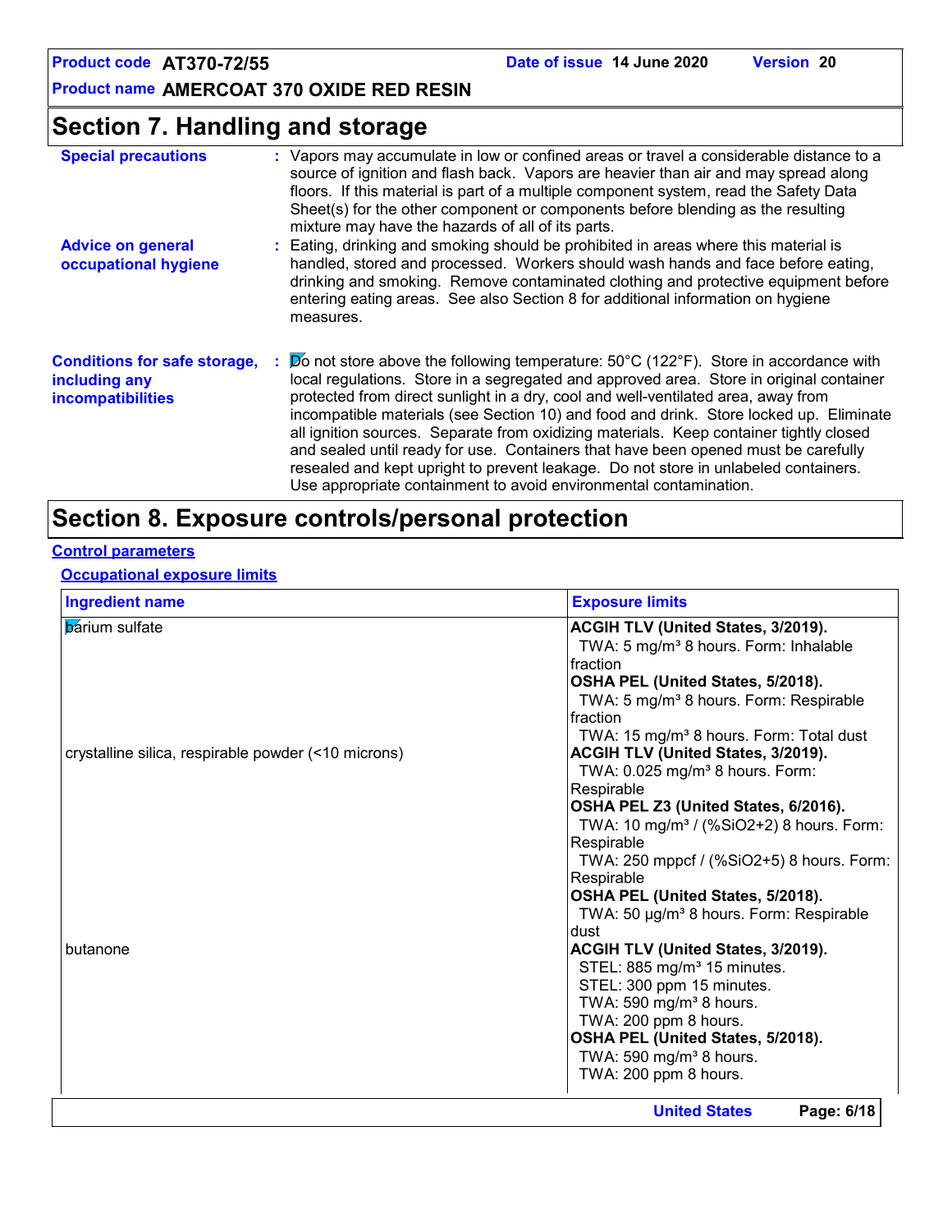## Section 7. Handling and storage

**Special precautions** : Vapors may accumulate in low or confined areas or travel a considerable distance to a source of ignition and flash back. Vapors are heavier than air and may spread along floors. If this material is part of a multiple component system, read the Safety Data Sheet(s) for the other component or components before blending as the resulting mixture may have the hazards of all of its parts.

**Advice on general occupational hygiene** : Eating, drinking and smoking should be prohibited in areas where this material is handled, stored and processed. Workers should wash hands and face before eating, drinking and smoking. Remove contaminated clothing and protective equipment before entering eating areas. See also Section 8 for additional information on hygiene measures.

**Conditions for safe storage, including any incompatibilities** : Do not store above the following temperature: 50°C (122°F). Store in accordance with local regulations. Store in a segregated and approved area. Store in original container protected from direct sunlight in a dry, cool and well-ventilated area, away from incompatible materials (see Section 10) and food and drink. Store locked up. Eliminate all ignition sources. Separate from oxidizing materials. Keep container tightly closed and sealed until ready for use. Containers that have been opened must be carefully resealed and kept upright to prevent leakage. Do not store in unlabeled containers. Use appropriate containment to avoid environmental contamination.

## Section 8. Exposure controls/personal protection

**Control parameters**

**Occupational exposure limits**

| Ingredient name | Exposure limits |
|---|---|
| barium sulfate | **ACGIH TLV (United States, 3/2019).**<br>TWA: 5 mg/m³ 8 hours. Form: Inhalable fraction<br>**OSHA PEL (United States, 5/2018).**<br>TWA: 5 mg/m³ 8 hours. Form: Respirable fraction<br>TWA: 15 mg/m³ 8 hours. Form: Total dust |
| crystalline silica, respirable powder (<10 microns) | **ACGIH TLV (United States, 3/2019).**<br>TWA: 0.025 mg/m³ 8 hours. Form: Respirable<br>**OSHA PEL Z3 (United States, 6/2016).**<br>TWA: 10 mg/m³ / (%SiO2+2) 8 hours. Form: Respirable<br>TWA: 250 mppcf / (%SiO2+5) 8 hours. Form: Respirable<br>**OSHA PEL (United States, 5/2018).**<br>TWA: 50 µg/m³ 8 hours. Form: Respirable dust |
| butanone | **ACGIH TLV (United States, 3/2019).**<br>STEL: 885 mg/m³ 15 minutes.<br>STEL: 300 ppm 15 minutes.<br>TWA: 590 mg/m³ 8 hours.<br>TWA: 200 ppm 8 hours.<br>**OSHA PEL (United States, 5/2018).**<br>TWA: 590 mg/m³ 8 hours.<br>TWA: 200 ppm 8 hours. |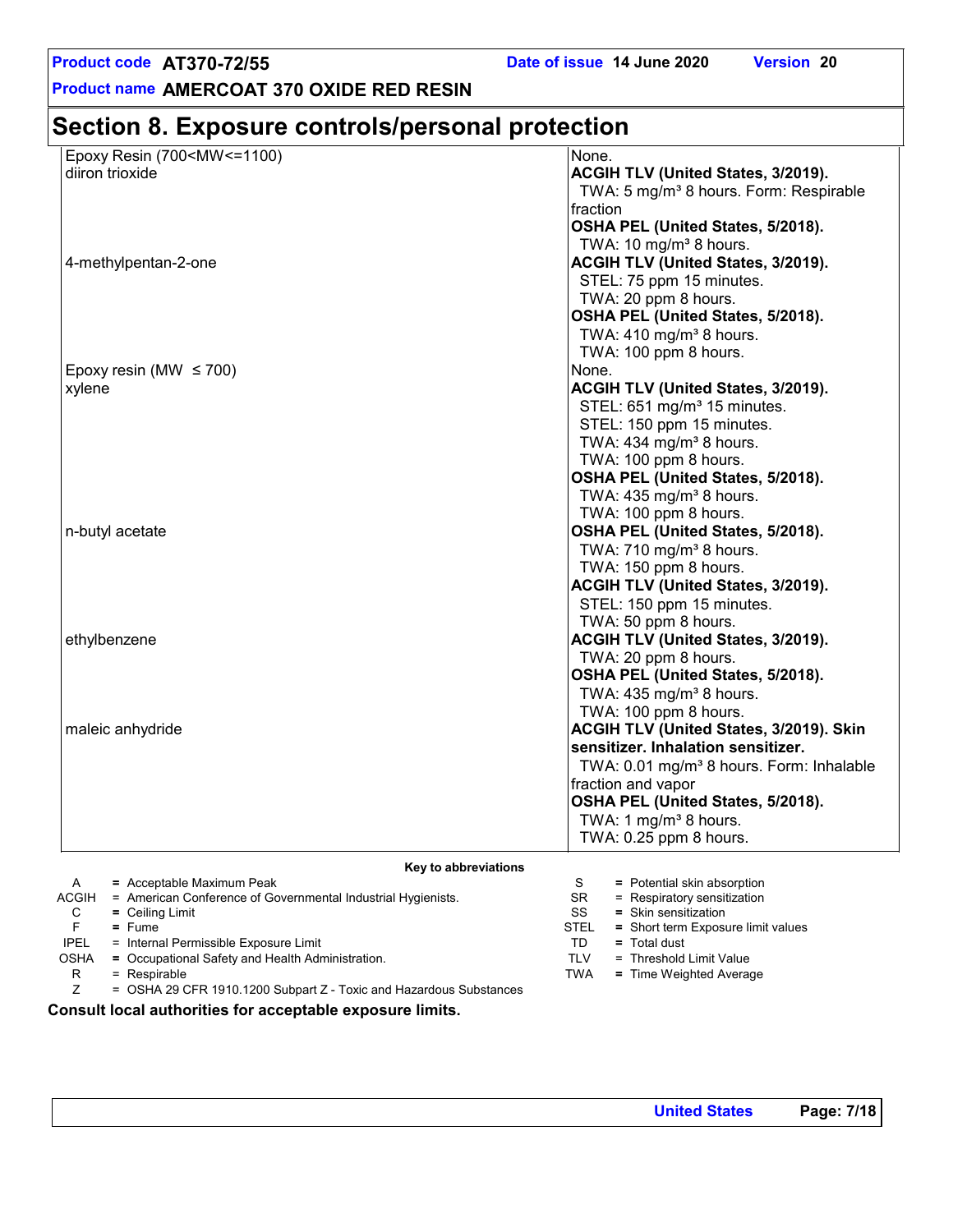## Section 8. Exposure controls/personal protection

| | |
|---|---|
| Epoxy Resin (700<MW<=1100) | None. |
| diiron trioxide | **ACGIH TLV (United States, 3/2019).**<br>TWA: 5 mg/m³ 8 hours. Form: Respirable fraction<br>**OSHA PEL (United States, 5/2018).**<br>TWA: 10 mg/m³ 8 hours. |
| 4-methylpentan-2-one | **ACGIH TLV (United States, 3/2019).**<br>STEL: 75 ppm 15 minutes.<br>TWA: 20 ppm 8 hours.<br>**OSHA PEL (United States, 5/2018).**<br>TWA: 410 mg/m³ 8 hours.<br>TWA: 100 ppm 8 hours. |
| Epoxy resin (MW ≤ 700) | None. |
| xylene | **ACGIH TLV (United States, 3/2019).**<br>STEL: 651 mg/m³ 15 minutes.<br>STEL: 150 ppm 15 minutes.<br>TWA: 434 mg/m³ 8 hours.<br>TWA: 100 ppm 8 hours.<br>**OSHA PEL (United States, 5/2018).**<br>TWA: 435 mg/m³ 8 hours.<br>TWA: 100 ppm 8 hours. |
| n-butyl acetate | **OSHA PEL (United States, 5/2018).**<br>TWA: 710 mg/m³ 8 hours.<br>TWA: 150 ppm 8 hours.<br>**ACGIH TLV (United States, 3/2019).**<br>STEL: 150 ppm 15 minutes.<br>TWA: 50 ppm 8 hours. |
| ethylbenzene | **ACGIH TLV (United States, 3/2019).**<br>TWA: 20 ppm 8 hours.<br>**OSHA PEL (United States, 5/2018).**<br>TWA: 435 mg/m³ 8 hours.<br>TWA: 100 ppm 8 hours. |
| maleic anhydride | **ACGIH TLV (United States, 3/2019). Skin sensitizer. Inhalation sensitizer.**<br>TWA: 0.01 mg/m³ 8 hours. Form: Inhalable fraction and vapor<br>**OSHA PEL (United States, 5/2018).**<br>TWA: 1 mg/m³ 8 hours.<br>TWA: 0.25 ppm 8 hours. |

**Key to abbreviations**

| | | | |
|---|---|---|---|
| A | = Acceptable Maximum Peak | S | = Potential skin absorption |
| ACGIH | = American Conference of Governmental Industrial Hygienists. | SR | = Respiratory sensitization |
| C | = Ceiling Limit | SS | = Skin sensitization |
| F | = Fume | STEL | = Short term Exposure limit values |
| IPEL | = Internal Permissible Exposure Limit | TD | = Total dust |
| OSHA | = Occupational Safety and Health Administration. | TLV | = Threshold Limit Value |
| R | = Respirable | TWA | = Time Weighted Average |
| Z | = OSHA 29 CFR 1910.1200 Subpart Z - Toxic and Hazardous Substances | | |

**Consult local authorities for acceptable exposure limits.**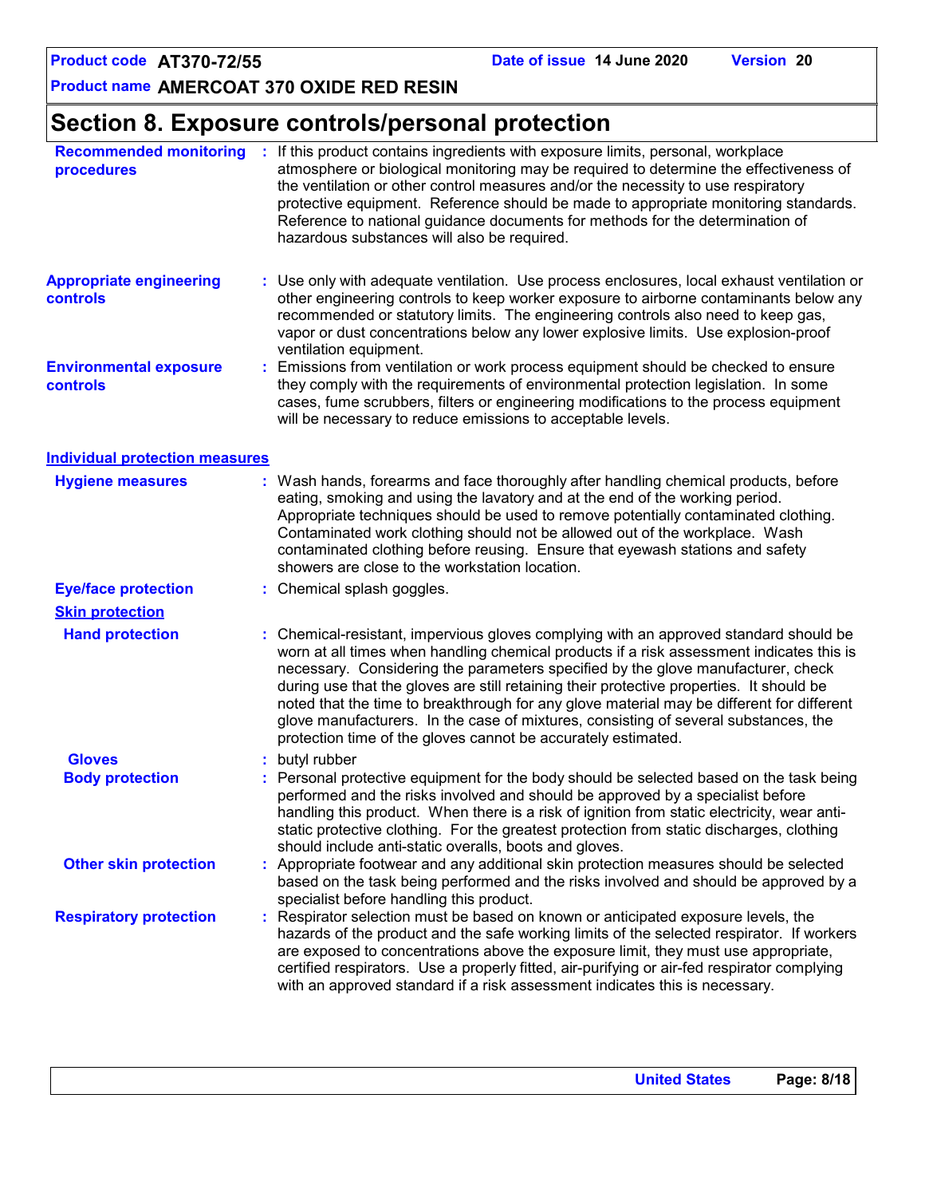# Section 8. Exposure controls/personal protection

**Recommended monitoring procedures** : If this product contains ingredients with exposure limits, personal, workplace atmosphere or biological monitoring may be required to determine the effectiveness of the ventilation or other control measures and/or the necessity to use respiratory protective equipment. Reference should be made to appropriate monitoring standards. Reference to national guidance documents for methods for the determination of hazardous substances will also be required.

**Appropriate engineering controls** : Use only with adequate ventilation. Use process enclosures, local exhaust ventilation or other engineering controls to keep worker exposure to airborne contaminants below any recommended or statutory limits. The engineering controls also need to keep gas, vapor or dust concentrations below any lower explosive limits. Use explosion-proof ventilation equipment.

**Environmental exposure controls** : Emissions from ventilation or work process equipment should be checked to ensure they comply with the requirements of environmental protection legislation. In some cases, fume scrubbers, filters or engineering modifications to the process equipment will be necessary to reduce emissions to acceptable levels.

## Individual protection measures

**Hygiene measures** : Wash hands, forearms and face thoroughly after handling chemical products, before eating, smoking and using the lavatory and at the end of the working period. Appropriate techniques should be used to remove potentially contaminated clothing. Contaminated work clothing should not be allowed out of the workplace. Wash contaminated clothing before reusing. Ensure that eyewash stations and safety showers are close to the workstation location.

**Eye/face protection** : Chemical splash goggles.

### Skin protection

**Hand protection** : Chemical-resistant, impervious gloves complying with an approved standard should be worn at all times when handling chemical products if a risk assessment indicates this is necessary. Considering the parameters specified by the glove manufacturer, check during use that the gloves are still retaining their protective properties. It should be noted that the time to breakthrough for any glove material may be different for different glove manufacturers. In the case of mixtures, consisting of several substances, the protection time of the gloves cannot be accurately estimated.

**Gloves** : butyl rubber

**Body protection** : Personal protective equipment for the body should be selected based on the task being performed and the risks involved and should be approved by a specialist before handling this product. When there is a risk of ignition from static electricity, wear anti-static protective clothing. For the greatest protection from static discharges, clothing should include anti-static overalls, boots and gloves.

**Other skin protection** : Appropriate footwear and any additional skin protection measures should be selected based on the task being performed and the risks involved and should be approved by a specialist before handling this product.

**Respiratory protection** : Respirator selection must be based on known or anticipated exposure levels, the hazards of the product and the safe working limits of the selected respirator. If workers are exposed to concentrations above the exposure limit, they must use appropriate, certified respirators. Use a properly fitted, air-purifying or air-fed respirator complying with an approved standard if a risk assessment indicates this is necessary.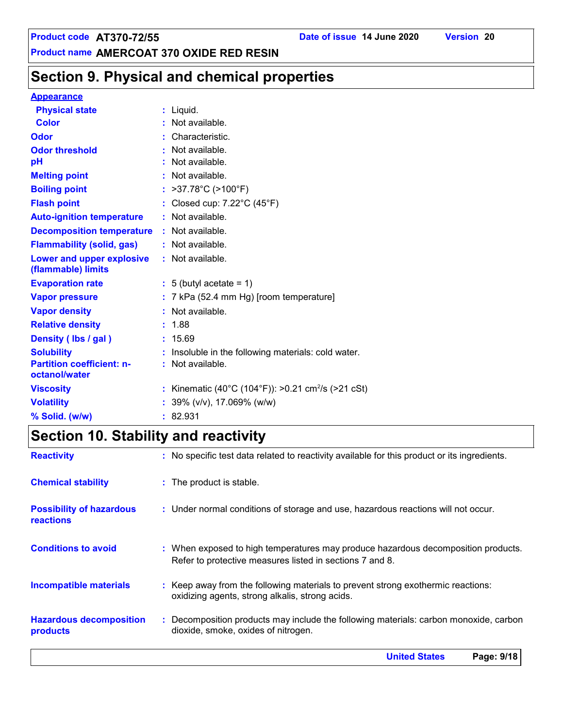## Section 9. Physical and chemical properties

**Appearance**

| | | |
|---|---|---|
| **Physical state** | : | Liquid. |
| **Color** | : | Not available. |
| **Odor** | : | Characteristic. |
| **Odor threshold** | : | Not available. |
| **pH** | : | Not available. |
| **Melting point** | : | Not available. |
| **Boiling point** | : | >37.78°C (>100°F) |
| **Flash point** | : | Closed cup: 7.22°C (45°F) |
| **Auto-ignition temperature** | : | Not available. |
| **Decomposition temperature** | : | Not available. |
| **Flammability (solid, gas)** | : | Not available. |
| **Lower and upper explosive (flammable) limits** | : | Not available. |
| **Evaporation rate** | : | 5 (butyl acetate = 1) |
| **Vapor pressure** | : | 7 kPa (52.4 mm Hg) [room temperature] |
| **Vapor density** | : | Not available. |
| **Relative density** | : | 1.88 |
| **Density ( lbs / gal )** | : | 15.69 |
| **Solubility** | : | Insoluble in the following materials: cold water. |
| **Partition coefficient: n-octanol/water** | : | Not available. |
| **Viscosity** | : | Kinematic (40°C (104°F)): >0.21 $cm^2/s$ (>21 cSt) |
| **Volatility** | : | 39% (v/v), 17.069% (w/w) |
| **% Solid. (w/w)** | : | 82.931 |

## Section 10. Stability and reactivity

| | | |
|---|---|---|
| **Reactivity** | : | No specific test data related to reactivity available for this product or its ingredients. |
| **Chemical stability** | : | The product is stable. |
| **Possibility of hazardous reactions** | : | Under normal conditions of storage and use, hazardous reactions will not occur. |
| **Conditions to avoid** | : | When exposed to high temperatures may produce hazardous decomposition products. Refer to protective measures listed in sections 7 and 8. |
| **Incompatible materials** | : | Keep away from the following materials to prevent strong exothermic reactions: oxidizing agents, strong alkalis, strong acids. |
| **Hazardous decomposition products** | : | Decomposition products may include the following materials: carbon monoxide, carbon dioxide, smoke, oxides of nitrogen. |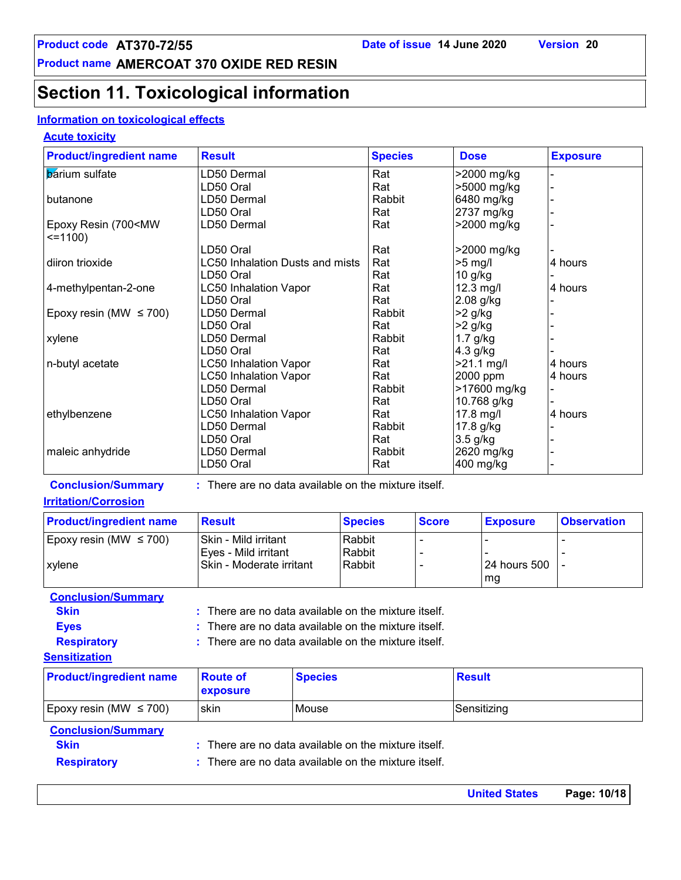# Section 11. Toxicological information

## Information on toxicological effects

### Acute toxicity

| Product/ingredient name | Result | Species | Dose | Exposure |
|---|---|---|---|---|
| barium sulfate | LD50 Dermal | Rat | >2000 mg/kg | - |
| | LD50 Oral | Rat | >5000 mg/kg | - |
| butanone | LD50 Dermal | Rabbit | 6480 mg/kg | - |
| | LD50 Oral | Rat | 2737 mg/kg | - |
| Epoxy Resin (700<MW <=1100) | LD50 Dermal | Rat | >2000 mg/kg | - |
| | LD50 Oral | Rat | >2000 mg/kg | - |
| diiron trioxide | LC50 Inhalation Dusts and mists | Rat | >5 mg/l | 4 hours |
| | LD50 Oral | Rat | 10 g/kg | - |
| 4-methylpentan-2-one | LC50 Inhalation Vapor | Rat | 12.3 mg/l | 4 hours |
| | LD50 Oral | Rat | 2.08 g/kg | - |
| Epoxy resin (MW ≤ 700) | LD50 Dermal | Rabbit | >2 g/kg | - |
| | LD50 Oral | Rat | >2 g/kg | - |
| xylene | LD50 Dermal | Rabbit | 1.7 g/kg | - |
| | LD50 Oral | Rat | 4.3 g/kg | - |
| n-butyl acetate | LC50 Inhalation Vapor | Rat | >21.1 mg/l | 4 hours |
| | LC50 Inhalation Vapor | Rat | 2000 ppm | 4 hours |
| | LD50 Dermal | Rabbit | >17600 mg/kg | - |
| | LD50 Oral | Rat | 10.768 g/kg | - |
| ethylbenzene | LC50 Inhalation Vapor | Rat | 17.8 mg/l | 4 hours |
| | LD50 Dermal | Rabbit | 17.8 g/kg | - |
| | LD50 Oral | Rat | 3.5 g/kg | - |
| maleic anhydride | LD50 Dermal | Rabbit | 2620 mg/kg | - |
| | LD50 Oral | Rat | 400 mg/kg | - |

**Conclusion/Summary** : There are no data available on the mixture itself.

### Irritation/Corrosion

| Product/ingredient name | Result | Species | Score | Exposure | Observation |
|---|---|---|---|---|---|
| Epoxy resin (MW ≤ 700) | Skin - Mild irritant | Rabbit | - | - | - |
| | Eyes - Mild irritant | Rabbit | - | - | - |
| xylene | Skin - Moderate irritant | Rabbit | - | 24 hours 500 mg | - |

**Conclusion/Summary**

**Skin** : There are no data available on the mixture itself.

**Eyes** : There are no data available on the mixture itself.

**Respiratory** : There are no data available on the mixture itself.

### Sensitization

| Product/ingredient name | Route of exposure | Species | Result |
|---|---|---|---|
| Epoxy resin (MW ≤ 700) | skin | Mouse | Sensitizing |

**Conclusion/Summary**

**Skin** : There are no data available on the mixture itself.

**Respiratory** : There are no data available on the mixture itself.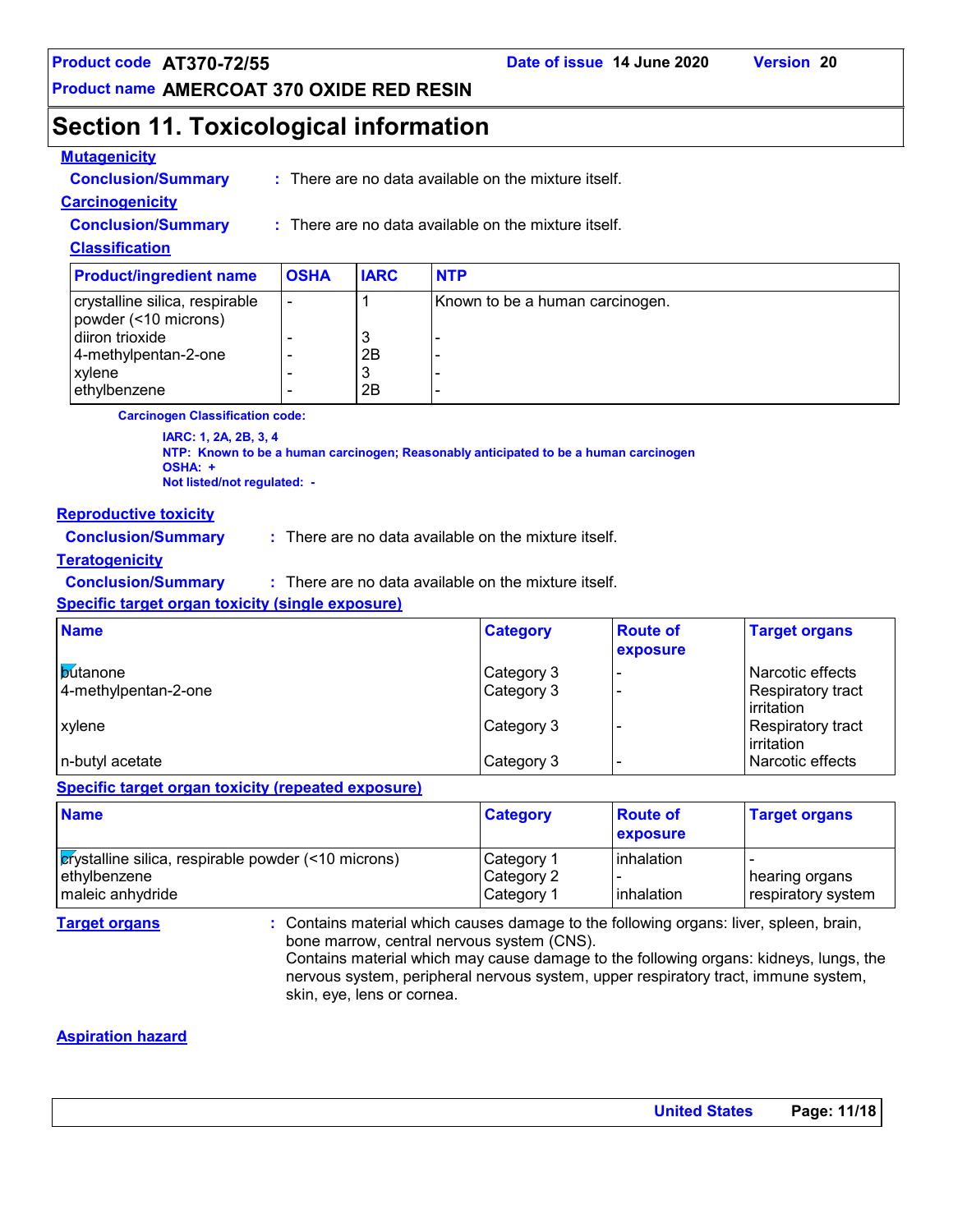## Section 11. Toxicological information

**Mutagenicity**

**Conclusion/Summary** : There are no data available on the mixture itself.

**Carcinogenicity**

**Conclusion/Summary** : There are no data available on the mixture itself.

**Classification**

| Product/ingredient name | OSHA | IARC | NTP |
|---|---|---|---|
| crystalline silica, respirable powder (<10 microns) | - | 1 | Known to be a human carcinogen. |
| diiron trioxide | - | 3 | - |
| 4-methylpentan-2-one | - | 2B | - |
| xylene | - | 3 | - |
| ethylbenzene | - | 2B | - |

**Carcinogen Classification code:**

**IARC: 1, 2A, 2B, 3, 4**
**NTP: Known to be a human carcinogen; Reasonably anticipated to be a human carcinogen**
**OSHA: +**
**Not listed/not regulated: -**

**Reproductive toxicity**

**Conclusion/Summary** : There are no data available on the mixture itself.

**Teratogenicity**

**Conclusion/Summary** : There are no data available on the mixture itself.

**Specific target organ toxicity (single exposure)**

| Name | Category | Route of exposure | Target organs |
|---|---|---|---|
| butanone | Category 3 | - | Narcotic effects |
| 4-methylpentan-2-one | Category 3 | - | Respiratory tract irritation |
| xylene | Category 3 | - | Respiratory tract irritation |
| n-butyl acetate | Category 3 | - | Narcotic effects |

**Specific target organ toxicity (repeated exposure)**

| Name | Category | Route of exposure | Target organs |
|---|---|---|---|
| crystalline silica, respirable powder (<10 microns) | Category 1 | inhalation | - |
| ethylbenzene | Category 2 | - | hearing organs |
| maleic anhydride | Category 1 | inhalation | respiratory system |

**Target organs** : Contains material which causes damage to the following organs: liver, spleen, brain, bone marrow, central nervous system (CNS).
Contains material which may cause damage to the following organs: kidneys, lungs, the nervous system, peripheral nervous system, upper respiratory tract, immune system, skin, eye, lens or cornea.

**Aspiration hazard**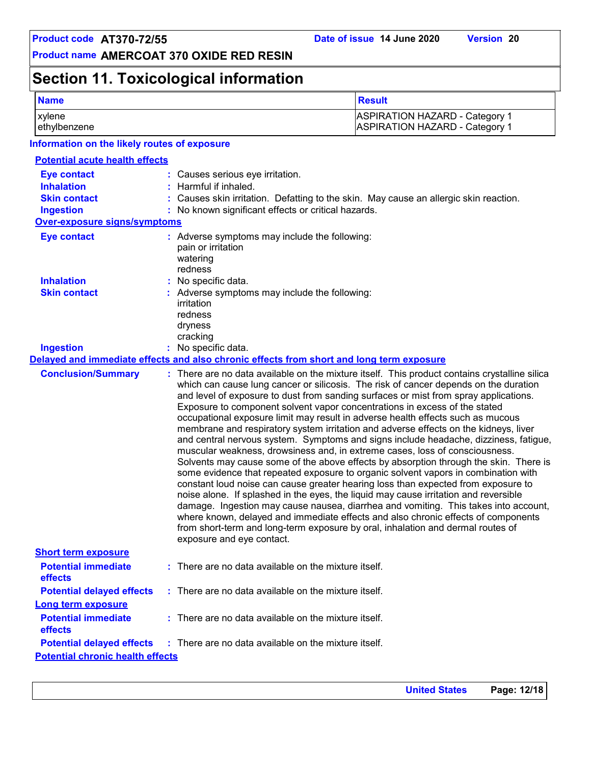# Section 11. Toxicological information

| Name | Result |
| --- | --- |
| xylene | ASPIRATION HAZARD - Category 1 |
| ethylbenzene | ASPIRATION HAZARD - Category 1 |

**Information on the likely routes of exposure**

**Potential acute health effects**

- **Eye contact** : Causes serious eye irritation.
- **Inhalation** : Harmful if inhaled.
- **Skin contact** : Causes skin irritation. Defatting to the skin. May cause an allergic skin reaction.
- **Ingestion** : No known significant effects or critical hazards.

**Over-exposure signs/symptoms**

- **Eye contact** : Adverse symptoms may include the following:
  pain or irritation
  watering
  redness
- **Inhalation** : No specific data.
- **Skin contact** : Adverse symptoms may include the following:
  irritation
  redness
  dryness
  cracking
- **Ingestion** : No specific data.

**Delayed and immediate effects and also chronic effects from short and long term exposure**

**Conclusion/Summary** : There are no data available on the mixture itself. This product contains crystalline silica which can cause lung cancer or silicosis. The risk of cancer depends on the duration and level of exposure to dust from sanding surfaces or mist from spray applications. Exposure to component solvent vapor concentrations in excess of the stated occupational exposure limit may result in adverse health effects such as mucous membrane and respiratory system irritation and adverse effects on the kidneys, liver and central nervous system. Symptoms and signs include headache, dizziness, fatigue, muscular weakness, drowsiness and, in extreme cases, loss of consciousness. Solvents may cause some of the above effects by absorption through the skin. There is some evidence that repeated exposure to organic solvent vapors in combination with constant loud noise can cause greater hearing loss than expected from exposure to noise alone. If splashed in the eyes, the liquid may cause irritation and reversible damage. Ingestion may cause nausea, diarrhea and vomiting. This takes into account, where known, delayed and immediate effects and also chronic effects of components from short-term and long-term exposure by oral, inhalation and dermal routes of exposure and eye contact.

**Short term exposure**

- **Potential immediate effects** : There are no data available on the mixture itself.
- **Potential delayed effects** : There are no data available on the mixture itself.

**Long term exposure**

- **Potential immediate effects** : There are no data available on the mixture itself.
- **Potential delayed effects** : There are no data available on the mixture itself.

**Potential chronic health effects**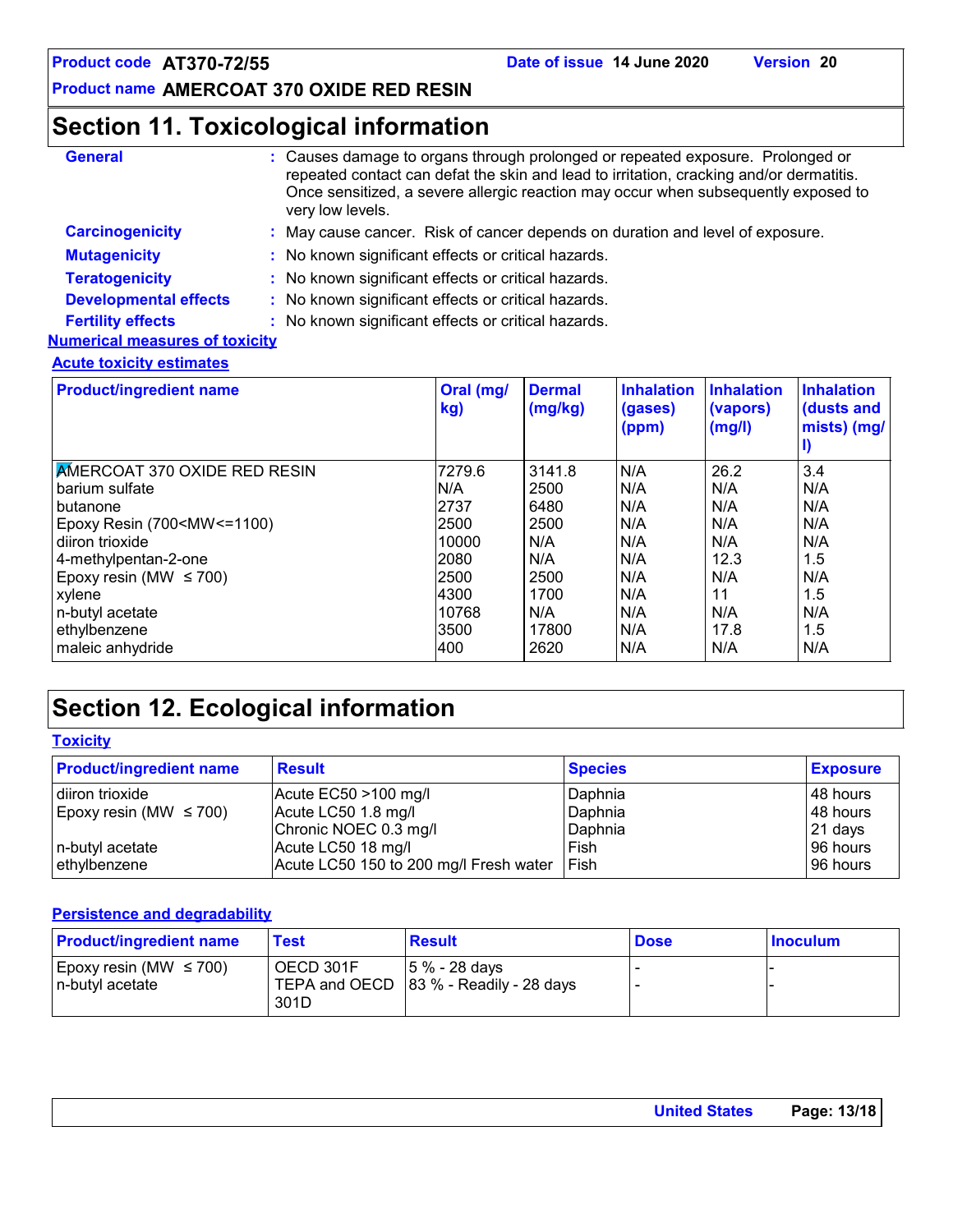# Section 11. Toxicological information

**General** : Causes damage to organs through prolonged or repeated exposure. Prolonged or repeated contact can defat the skin and lead to irritation, cracking and/or dermatitis. Once sensitized, a severe allergic reaction may occur when subsequently exposed to very low levels.

**Carcinogenicity** : May cause cancer. Risk of cancer depends on duration and level of exposure.

**Mutagenicity** : No known significant effects or critical hazards.

**Teratogenicity** : No known significant effects or critical hazards.

**Developmental effects** : No known significant effects or critical hazards.

**Fertility effects** : No known significant effects or critical hazards.

**Numerical measures of toxicity**

**Acute toxicity estimates**

| Product/ingredient name | Oral (mg/kg) | Dermal (mg/kg) | Inhalation (gases) (ppm) | Inhalation (vapors) (mg/l) | Inhalation (dusts and mists) (mg/l) |
|---|---|---|---|---|---|
| AMERCOAT 370 OXIDE RED RESIN | 7279.6 | 3141.8 | N/A | 26.2 | 3.4 |
| barium sulfate | N/A | 2500 | N/A | N/A | N/A |
| butanone | 2737 | 6480 | N/A | N/A | N/A |
| Epoxy Resin (700<MW<=1100) | 2500 | 2500 | N/A | N/A | N/A |
| diiron trioxide | 10000 | N/A | N/A | N/A | N/A |
| 4-methylpentan-2-one | 2080 | N/A | N/A | 12.3 | 1.5 |
| Epoxy resin (MW ≤ 700) | 2500 | 2500 | N/A | N/A | N/A |
| xylene | 4300 | 1700 | N/A | 11 | 1.5 |
| n-butyl acetate | 10768 | N/A | N/A | N/A | N/A |
| ethylbenzene | 3500 | 17800 | N/A | 17.8 | 1.5 |
| maleic anhydride | 400 | 2620 | N/A | N/A | N/A |

# Section 12. Ecological information

**Toxicity**

| Product/ingredient name | Result | Species | Exposure |
|---|---|---|---|
| diiron trioxide | Acute EC50 >100 mg/l | Daphnia | 48 hours |
| Epoxy resin (MW ≤ 700) | Acute LC50 1.8 mg/l | Daphnia | 48 hours |
| | Chronic NOEC 0.3 mg/l | Daphnia | 21 days |
| n-butyl acetate | Acute LC50 18 mg/l | Fish | 96 hours |
| ethylbenzene | Acute LC50 150 to 200 mg/l Fresh water | Fish | 96 hours |

**Persistence and degradability**

| Product/ingredient name | Test | Result | Dose | Inoculum |
|---|---|---|---|---|
| Epoxy resin (MW ≤ 700) | OECD 301F | 5 % - 28 days | - | - |
| n-butyl acetate | TEPA and OECD 301D | 83 % - Readily - 28 days | - | - |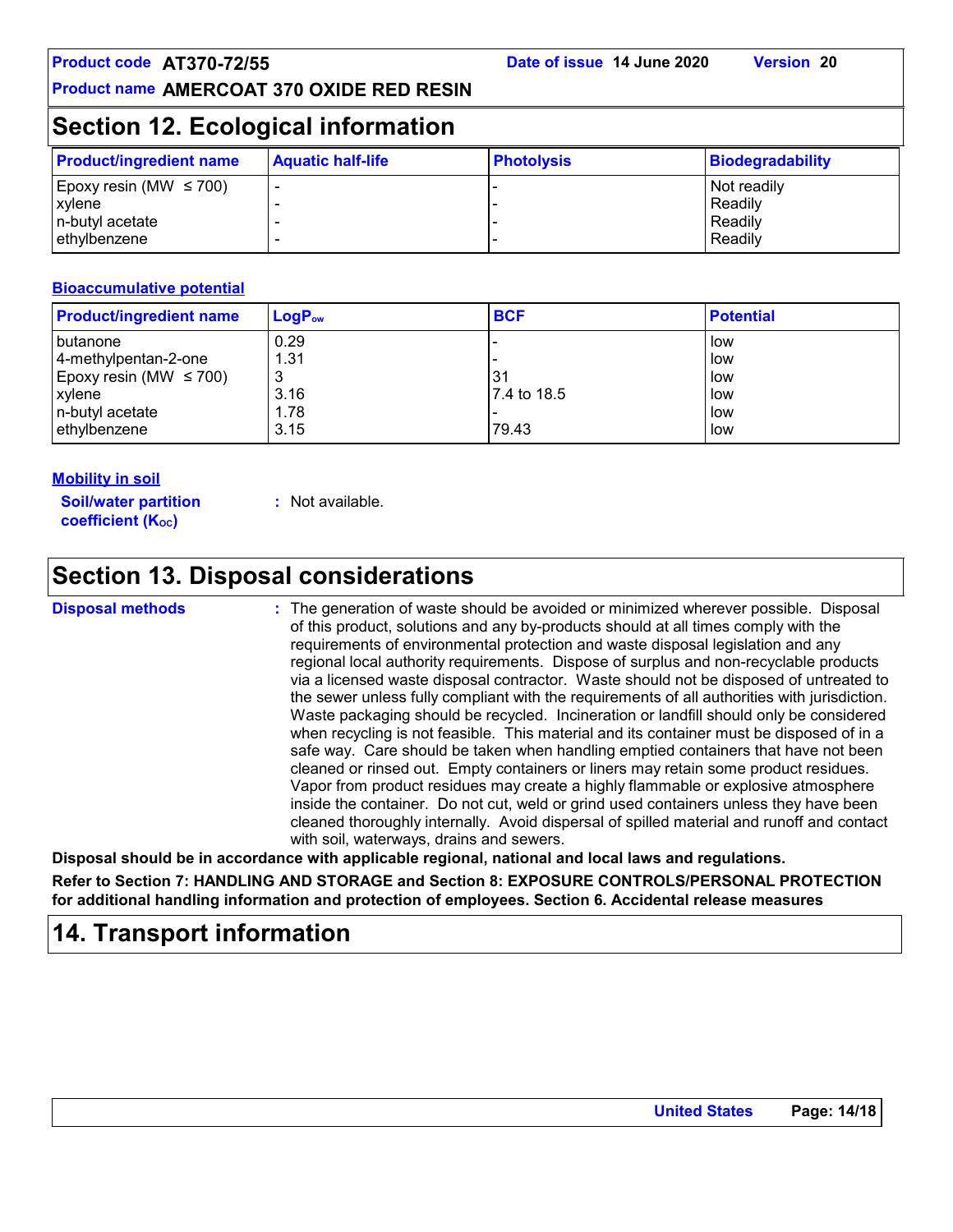## Section 12. Ecological information

| Product/ingredient name | Aquatic half-life | Photolysis | Biodegradability |
|---|---|---|---|
| Epoxy resin (MW ≤ 700) | - | - | Not readily |
| xylene | - | - | Readily |
| n-butyl acetate | - | - | Readily |
| ethylbenzene | - | - | Readily |

### Bioaccumulative potential

| Product/ingredient name | $LogP_{ow}$ | BCF | Potential |
|---|---|---|---|
| butanone | 0.29 | - | low |
| 4-methylpentan-2-one | 1.31 | - | low |
| Epoxy resin (MW ≤ 700) | 3 | 31 | low |
| xylene | 3.16 | 7.4 to 18.5 | low |
| n-butyl acetate | 1.78 | - | low |
| ethylbenzene | 3.15 | 79.43 | low |

### Mobility in soil

**Soil/water partition coefficient ($K_{OC}$)** : Not available.

## Section 13. Disposal considerations

**Disposal methods** : The generation of waste should be avoided or minimized wherever possible. Disposal of this product, solutions and any by-products should at all times comply with the requirements of environmental protection and waste disposal legislation and any regional local authority requirements. Dispose of surplus and non-recyclable products via a licensed waste disposal contractor. Waste should not be disposed of untreated to the sewer unless fully compliant with the requirements of all authorities with jurisdiction. Waste packaging should be recycled. Incineration or landfill should only be considered when recycling is not feasible. This material and its container must be disposed of in a safe way. Care should be taken when handling emptied containers that have not been cleaned or rinsed out. Empty containers or liners may retain some product residues. Vapor from product residues may create a highly flammable or explosive atmosphere inside the container. Do not cut, weld or grind used containers unless they have been cleaned thoroughly internally. Avoid dispersal of spilled material and runoff and contact with soil, waterways, drains and sewers.

**Disposal should be in accordance with applicable regional, national and local laws and regulations.**

**Refer to Section 7: HANDLING AND STORAGE and Section 8: EXPOSURE CONTROLS/PERSONAL PROTECTION for additional handling information and protection of employees. Section 6. Accidental release measures**

## 14. Transport information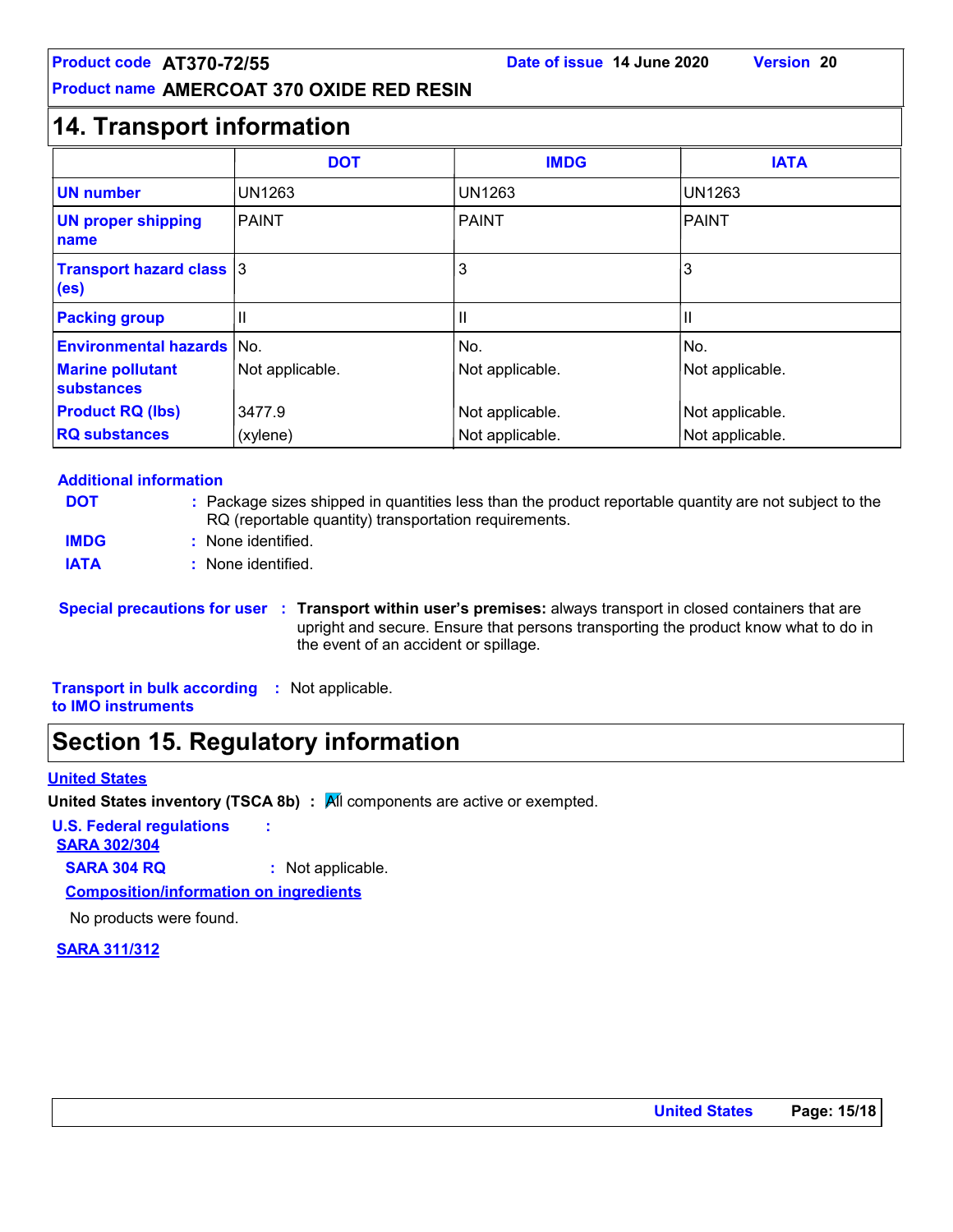Product code AT370-72/55 | Date of issue 14 June 2020 | Version 20

Product name AMERCOAT 370 OXIDE RED RESIN

## 14. Transport information

| | DOT | IMDG | IATA |
|---|---|---|---|
| UN number | UN1263 | UN1263 | UN1263 |
| UN proper shipping name | PAINT | PAINT | PAINT |
| Transport hazard class (es) | 3 | 3 | 3 |
| Packing group | II | II | II |
| Environmental hazards | No. | No. | No. |
| Marine pollutant substances | Not applicable. | Not applicable. | Not applicable. |
| Product RQ (lbs) | 3477.9 | Not applicable. | Not applicable. |
| RQ substances | (xylene) | Not applicable. | Not applicable. |

**Additional information**

**DOT** : Package sizes shipped in quantities less than the product reportable quantity are not subject to the RQ (reportable quantity) transportation requirements.

**IMDG** : None identified.

**IATA** : None identified.

**Special precautions for user** : **Transport within user's premises:** always transport in closed containers that are upright and secure. Ensure that persons transporting the product know what to do in the event of an accident or spillage.

**Transport in bulk according to IMO instruments** : Not applicable.

## Section 15. Regulatory information

**United States**

**United States inventory (TSCA 8b)** : All components are active or exempted.

**U.S. Federal regulations** :

**SARA 302/304**

**SARA 304 RQ** : Not applicable.

**Composition/information on ingredients**

No products were found.

**SARA 311/312**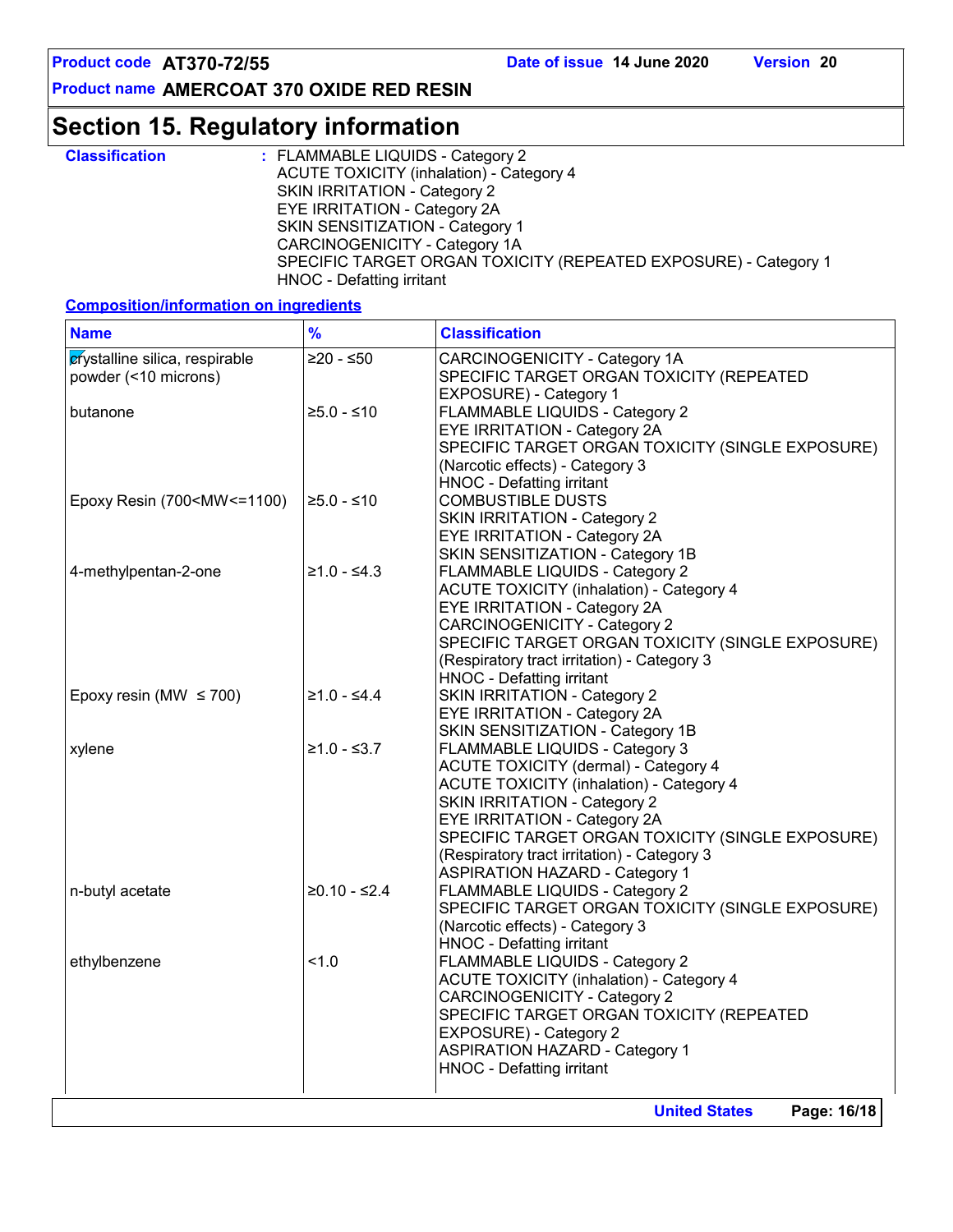# Section 15. Regulatory information

**Classification** : FLAMMABLE LIQUIDS - Category 2
ACUTE TOXICITY (inhalation) - Category 4
SKIN IRRITATION - Category 2
EYE IRRITATION - Category 2A
SKIN SENSITIZATION - Category 1
CARCINOGENICITY - Category 1A
SPECIFIC TARGET ORGAN TOXICITY (REPEATED EXPOSURE) - Category 1
HNOC - Defatting irritant

**Composition/information on ingredients**

| Name | % | Classification |
|---|---|---|
| crystalline silica, respirable powder (<10 microns) | ≥20 - ≤50 | CARCINOGENICITY - Category 1A<br>SPECIFIC TARGET ORGAN TOXICITY (REPEATED EXPOSURE) - Category 1 |
| butanone | ≥5.0 - ≤10 | FLAMMABLE LIQUIDS - Category 2<br>EYE IRRITATION - Category 2A<br>SPECIFIC TARGET ORGAN TOXICITY (SINGLE EXPOSURE) (Narcotic effects) - Category 3<br>HNOC - Defatting irritant |
| Epoxy Resin (700<MW<=1100) | ≥5.0 - ≤10 | COMBUSTIBLE DUSTS<br>SKIN IRRITATION - Category 2<br>EYE IRRITATION - Category 2A<br>SKIN SENSITIZATION - Category 1B |
| 4-methylpentan-2-one | ≥1.0 - ≤4.3 | FLAMMABLE LIQUIDS - Category 2<br>ACUTE TOXICITY (inhalation) - Category 4<br>EYE IRRITATION - Category 2A<br>CARCINOGENICITY - Category 2<br>SPECIFIC TARGET ORGAN TOXICITY (SINGLE EXPOSURE) (Respiratory tract irritation) - Category 3<br>HNOC - Defatting irritant |
| Epoxy resin (MW ≤ 700) | ≥1.0 - ≤4.4 | SKIN IRRITATION - Category 2<br>EYE IRRITATION - Category 2A<br>SKIN SENSITIZATION - Category 1B |
| xylene | ≥1.0 - ≤3.7 | FLAMMABLE LIQUIDS - Category 3<br>ACUTE TOXICITY (dermal) - Category 4<br>ACUTE TOXICITY (inhalation) - Category 4<br>SKIN IRRITATION - Category 2<br>EYE IRRITATION - Category 2A<br>SPECIFIC TARGET ORGAN TOXICITY (SINGLE EXPOSURE) (Respiratory tract irritation) - Category 3<br>ASPIRATION HAZARD - Category 1 |
| n-butyl acetate | ≥0.10 - ≤2.4 | FLAMMABLE LIQUIDS - Category 2<br>SPECIFIC TARGET ORGAN TOXICITY (SINGLE EXPOSURE) (Narcotic effects) - Category 3<br>HNOC - Defatting irritant |
| ethylbenzene | <1.0 | FLAMMABLE LIQUIDS - Category 2<br>ACUTE TOXICITY (inhalation) - Category 4<br>CARCINOGENICITY - Category 2<br>SPECIFIC TARGET ORGAN TOXICITY (REPEATED EXPOSURE) - Category 2<br>ASPIRATION HAZARD - Category 1<br>HNOC - Defatting irritant |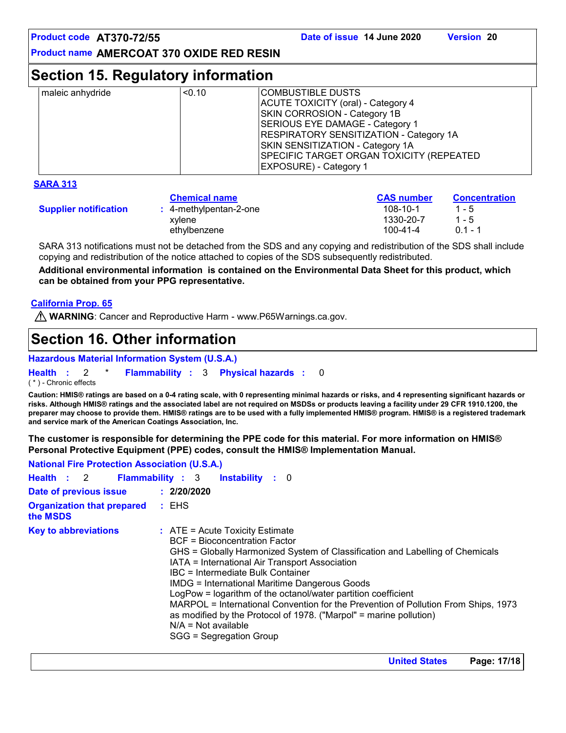## Section 15. Regulatory information

| | | |
|---|---|---|
| maleic anhydride | <0.10 | COMBUSTIBLE DUSTS<br>ACUTE TOXICITY (oral) - Category 4<br>SKIN CORROSION - Category 1B<br>SERIOUS EYE DAMAGE - Category 1<br>RESPIRATORY SENSITIZATION - Category 1A<br>SKIN SENSITIZATION - Category 1A<br>SPECIFIC TARGET ORGAN TOXICITY (REPEATED EXPOSURE) - Category 1 |

**SARA 313**

| | Chemical name | CAS number | Concentration |
|---|---|---|---|
| **Supplier notification** | 4-methylpentan-2-one | 108-10-1 | 1 - 5 |
| | xylene | 1330-20-7 | 1 - 5 |
| | ethylbenzene | 100-41-4 | 0.1 - 1 |

SARA 313 notifications must not be detached from the SDS and any copying and redistribution of the SDS shall include copying and redistribution of the notice attached to copies of the SDS subsequently redistributed.

**Additional environmental information is contained on the Environmental Data Sheet for this product, which can be obtained from your PPG representative.**

**California Prop. 65**

⚠ **WARNING**: Cancer and Reproductive Harm - www.P65Warnings.ca.gov.

## Section 16. Other information

**Hazardous Material Information System (U.S.A.)**

**Health** : 2 * **Flammability** : 3 **Physical hazards** : 0

( * ) - Chronic effects

**Caution: HMIS® ratings are based on a 0-4 rating scale, with 0 representing minimal hazards or risks, and 4 representing significant hazards or risks. Although HMIS® ratings and the associated label are not required on MSDSs or products leaving a facility under 29 CFR 1910.1200, the preparer may choose to provide them. HMIS® ratings are to be used with a fully implemented HMIS® program. HMIS® is a registered trademark and service mark of the American Coatings Association, Inc.**

**The customer is responsible for determining the PPE code for this material. For more information on HMIS® Personal Protective Equipment (PPE) codes, consult the HMIS® Implementation Manual.**

**National Fire Protection Association (U.S.A.)**

**Health** : 2 **Flammability** : 3 **Instability** : 0

**Date of previous issue** : **2/20/2020**

**Organization that prepared the MSDS** : EHS

**Key to abbreviations** : ATE = Acute Toxicity Estimate
BCF = Bioconcentration Factor
GHS = Globally Harmonized System of Classification and Labelling of Chemicals
IATA = International Air Transport Association
IBC = Intermediate Bulk Container
IMDG = International Maritime Dangerous Goods
LogPow = logarithm of the octanol/water partition coefficient
MARPOL = International Convention for the Prevention of Pollution From Ships, 1973 as modified by the Protocol of 1978. ("Marpol" = marine pollution)
N/A = Not available
SGG = Segregation Group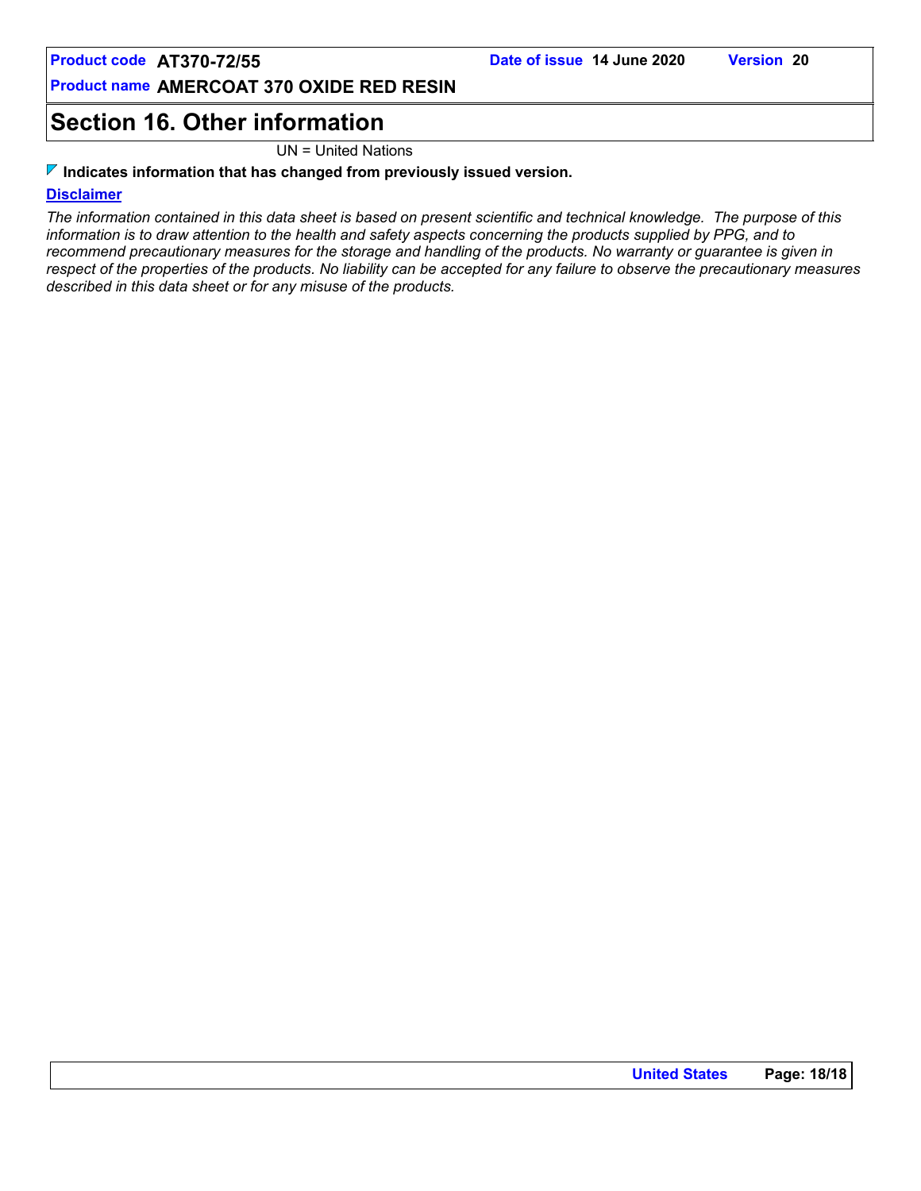## Section 16. Other information

UN = United Nations

**Indicates information that has changed from previously issued version.**

**Disclaimer**

*The information contained in this data sheet is based on present scientific and technical knowledge. The purpose of this information is to draw attention to the health and safety aspects concerning the products supplied by PPG, and to recommend precautionary measures for the storage and handling of the products. No warranty or guarantee is given in respect of the properties of the products. No liability can be accepted for any failure to observe the precautionary measures described in this data sheet or for any misuse of the products.*